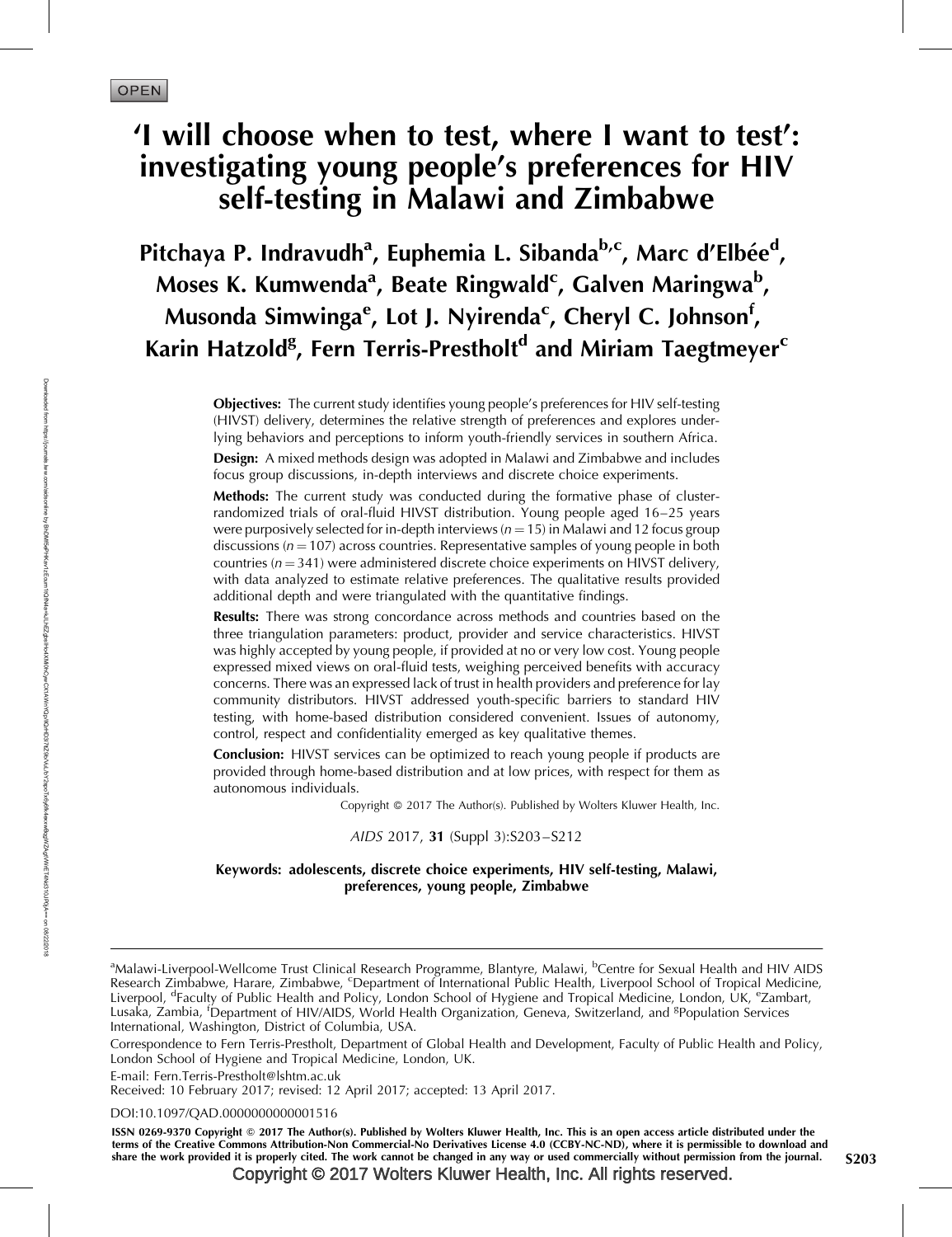OPEN

# 'I will choose when to test, where I want to test': investigating young people's preferences for HIV self-testing in Malawi and Zimbabwe

**Pitchaya P. Indravudh[a], Euphemia L. Sibanda[b,c], Marc d'Elbée[d], Moses K. Kumwenda[a], Beate Ringwald[c], Galven Maringwa[b], Musonda Simwinga[e], Lot J. Nyirenda[c], Cheryl C. Johnson[f], Karin Hatzold[g], Fern Terris-Prestholt[d] and Miriam Taegtmeyer[c]**

**Objectives:** The current study identifies young people's preferences for HIV self-testing (HIVST) delivery, determines the relative strength of preferences and explores underlying behaviors and perceptions to inform youth-friendly services in southern Africa.

**Design:** A mixed methods design was adopted in Malawi and Zimbabwe and includes focus group discussions, in-depth interviews and discrete choice experiments.

**Methods:** The current study was conducted during the formative phase of cluster-randomized trials of oral-fluid HIVST distribution. Young people aged 16–25 years were purposively selected for in-depth interviews ($n = 15$) in Malawi and 12 focus group discussions ($n = 107$) across countries. Representative samples of young people in both countries ($n = 341$) were administered discrete choice experiments on HIVST delivery, with data analyzed to estimate relative preferences. The qualitative results provided additional depth and were triangulated with the quantitative findings.

**Results:** There was strong concordance across methods and countries based on the three triangulation parameters: product, provider and service characteristics. HIVST was highly accepted by young people, if provided at no or very low cost. Young people expressed mixed views on oral-fluid tests, weighing perceived benefits with accuracy concerns. There was an expressed lack of trust in health providers and preference for lay community distributors. HIVST addressed youth-specific barriers to standard HIV testing, with home-based distribution considered convenient. Issues of autonomy, control, respect and confidentiality emerged as key qualitative themes.

**Conclusion:** HIVST services can be optimized to reach young people if products are provided through home-based distribution and at low prices, with respect for them as autonomous individuals.

Copyright © 2017 The Author(s). Published by Wolters Kluwer Health, Inc.

*AIDS* 2017, **31** (Suppl 3):S203–S212

**Keywords:** adolescents, discrete choice experiments, HIV self-testing, Malawi, preferences, young people, Zimbabwe

---

[a]Malawi-Liverpool-Wellcome Trust Clinical Research Programme, Blantyre, Malawi, [b]Centre for Sexual Health and HIV AIDS Research Zimbabwe, Harare, Zimbabwe, [c]Department of International Public Health, Liverpool School of Tropical Medicine, Liverpool, [d]Faculty of Public Health and Policy, London School of Hygiene and Tropical Medicine, London, UK, [e]Zambart, Lusaka, Zambia, [f]Department of HIV/AIDS, World Health Organization, Geneva, Switzerland, and [g]Population Services International, Washington, District of Columbia, USA.

Correspondence to Fern Terris-Prestholt, Department of Global Health and Development, Faculty of Public Health and Policy, London School of Hygiene and Tropical Medicine, London, UK.

E-mail: Fern.Terris-Prestholt@lshtm.ac.uk

Received: 10 February 2017; revised: 12 April 2017; accepted: 13 April 2017.

DOI:10.1097/QAD.0000000000001516

ISSN 0269-9370 Copyright © 2017 The Author(s). Published by Wolters Kluwer Health, Inc. This is an open access article distributed under the terms of the Creative Commons Attribution-Non Commercial-No Derivatives License 4.0 (CCBY-NC-ND), where it is permissible to download and share the work provided it is properly cited. The work cannot be changed in any way or used commercially without permission from the journal.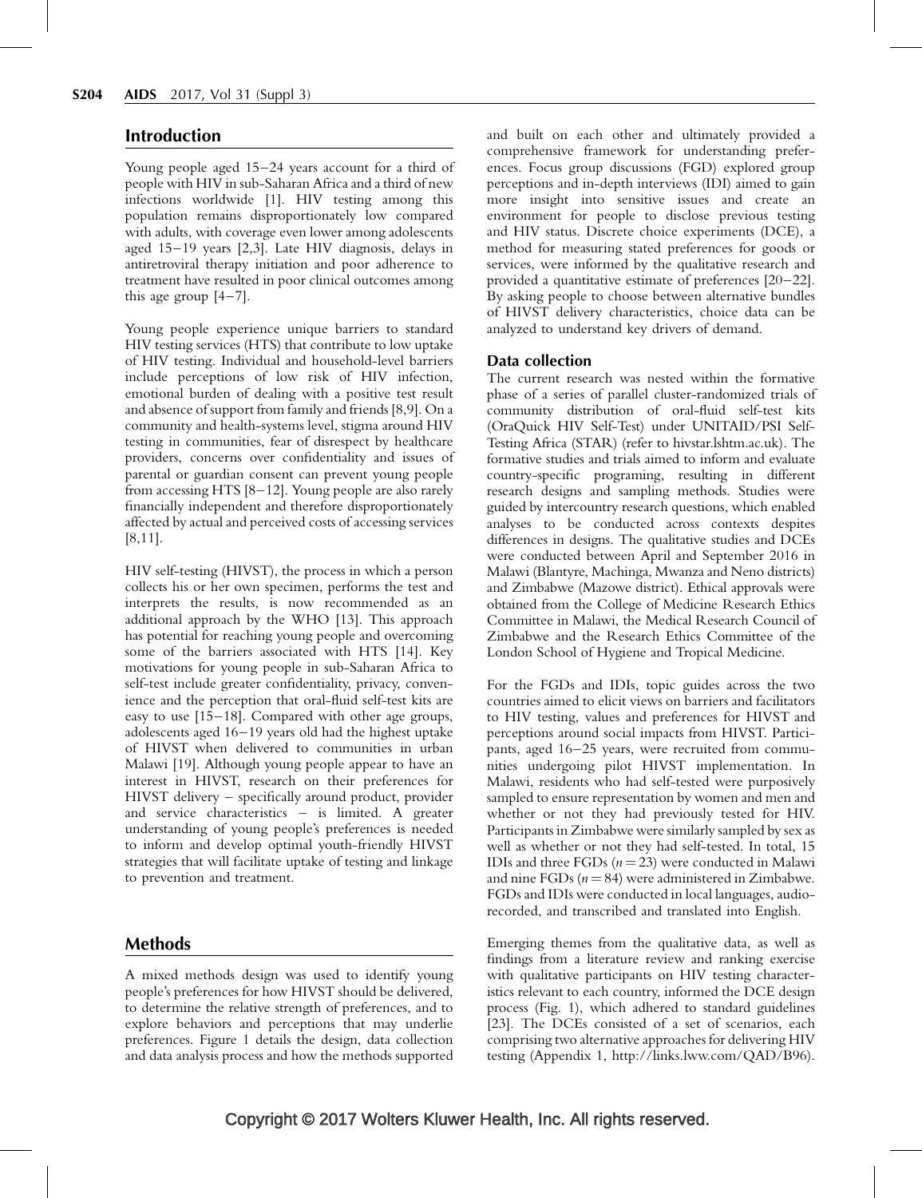## Introduction

Young people aged 15–24 years account for a third of people with HIV in sub-Saharan Africa and a third of new infections worldwide [1]. HIV testing among this population remains disproportionately low compared with adults, with coverage even lower among adolescents aged 15–19 years [2,3]. Late HIV diagnosis, delays in antiretroviral therapy initiation and poor adherence to treatment have resulted in poor clinical outcomes among this age group [4–7].

Young people experience unique barriers to standard HIV testing services (HTS) that contribute to low uptake of HIV testing. Individual and household-level barriers include perceptions of low risk of HIV infection, emotional burden of dealing with a positive test result and absence of support from family and friends [8,9]. On a community and health-systems level, stigma around HIV testing in communities, fear of disrespect by healthcare providers, concerns over confidentiality and issues of parental or guardian consent can prevent young people from accessing HTS [8–12]. Young people are also rarely financially independent and therefore disproportionately affected by actual and perceived costs of accessing services [8,11].

HIV self-testing (HIVST), the process in which a person collects his or her own specimen, performs the test and interprets the results, is now recommended as an additional approach by the WHO [13]. This approach has potential for reaching young people and overcoming some of the barriers associated with HTS [14]. Key motivations for young people in sub-Saharan Africa to self-test include greater confidentiality, privacy, convenience and the perception that oral-fluid self-test kits are easy to use [15–18]. Compared with other age groups, adolescents aged 16–19 years old had the highest uptake of HIVST when delivered to communities in urban Malawi [19]. Although young people appear to have an interest in HIVST, research on their preferences for HIVST delivery – specifically around product, provider and service characteristics – is limited. A greater understanding of young people's preferences is needed to inform and develop optimal youth-friendly HIVST strategies that will facilitate uptake of testing and linkage to prevention and treatment.

## Methods

A mixed methods design was used to identify young people's preferences for how HIVST should be delivered, to determine the relative strength of preferences, and to explore behaviors and perceptions that may underlie preferences. Figure 1 details the design, data collection and data analysis process and how the methods supported and built on each other and ultimately provided a comprehensive framework for understanding preferences. Focus group discussions (FGD) explored group perceptions and in-depth interviews (IDI) aimed to gain more insight into sensitive issues and create an environment for people to disclose previous testing and HIV status. Discrete choice experiments (DCE), a method for measuring stated preferences for goods or services, were informed by the qualitative research and provided a quantitative estimate of preferences [20–22]. By asking people to choose between alternative bundles of HIVST delivery characteristics, choice data can be analyzed to understand key drivers of demand.

### Data collection

The current research was nested within the formative phase of a series of parallel cluster-randomized trials of community distribution of oral-fluid self-test kits (OraQuick HIV Self-Test) under UNITAID/PSI Self-Testing Africa (STAR) (refer to hivstar.lshtm.ac.uk). The formative studies and trials aimed to inform and evaluate country-specific programing, resulting in different research designs and sampling methods. Studies were guided by intercountry research questions, which enabled analyses to be conducted across contexts despites differences in designs. The qualitative studies and DCEs were conducted between April and September 2016 in Malawi (Blantyre, Machinga, Mwanza and Neno districts) and Zimbabwe (Mazowe district). Ethical approvals were obtained from the College of Medicine Research Ethics Committee in Malawi, the Medical Research Council of Zimbabwe and the Research Ethics Committee of the London School of Hygiene and Tropical Medicine.

For the FGDs and IDIs, topic guides across the two countries aimed to elicit views on barriers and facilitators to HIV testing, values and preferences for HIVST and perceptions around social impacts from HIVST. Participants, aged 16–25 years, were recruited from communities undergoing pilot HIVST implementation. In Malawi, residents who had self-tested were purposively sampled to ensure representation by women and men and whether or not they had previously tested for HIV. Participants in Zimbabwe were similarly sampled by sex as well as whether or not they had self-tested. In total, 15 IDIs and three FGDs ($n = 23$) were conducted in Malawi and nine FGDs ($n = 84$) were administered in Zimbabwe. FGDs and IDIs were conducted in local languages, audio-recorded, and transcribed and translated into English.

Emerging themes from the qualitative data, as well as findings from a literature review and ranking exercise with qualitative participants on HIV testing characteristics relevant to each country, informed the DCE design process (Fig. 1), which adhered to standard guidelines [23]. The DCEs consisted of a set of scenarios, each comprising two alternative approaches for delivering HIV testing (Appendix 1, http://links.lww.com/QAD/B96).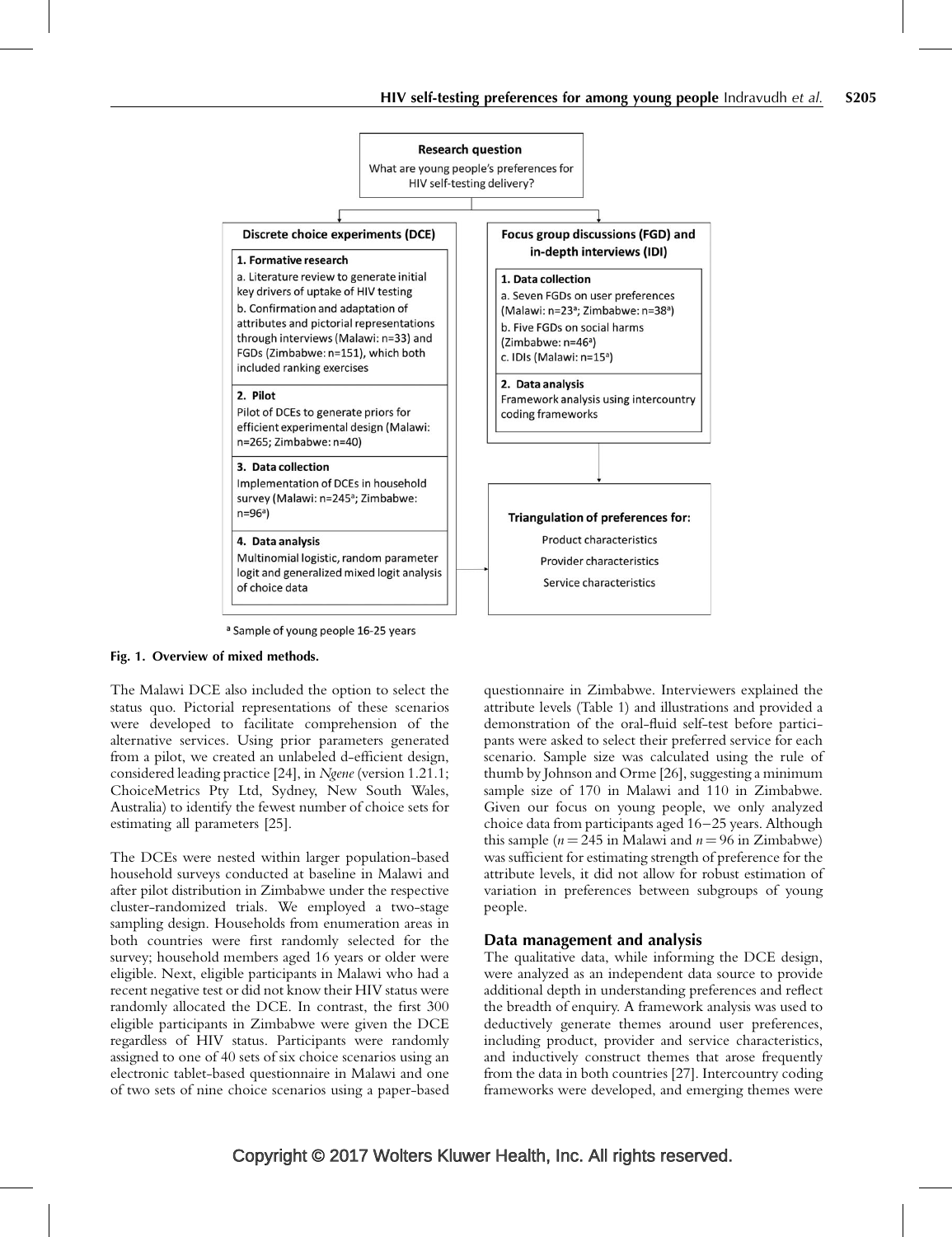**Research question**

What are young people's preferences for HIV self-testing delivery?

**Discrete choice experiments (DCE)**

1. Formative research
   a. Literature review to generate initial key drivers of uptake of HIV testing
   b. Confirmation and adaptation of attributes and pictorial representations through interviews (Malawi: n=33) and FGDs (Zimbabwe: n=151), which both included ranking exercises
2. Pilot
   Pilot of DCEs to generate priors for efficient experimental design (Malawi: n=265; Zimbabwe: n=40)
3. Data collection
   Implementation of DCEs in household survey (Malawi: n=245[a]; Zimbabwe: n=96[a])
4. Data analysis
   Multinomial logistic, random parameter logit and generalized mixed logit analysis of choice data

**Focus group discussions (FGD) and in-depth interviews (IDI)**

1. Data collection
   a. Seven FGDs on user preferences (Malawi: n=23[a]; Zimbabwe: n=38[a])
   b. Five FGDs on social harms (Zimbabwe: n=46[a])
   c. IDIs (Malawi: n=15[a])
2. Data analysis
   Framework analysis using intercountry coding frameworks

**Triangulation of preferences for:**

Product characteristics

Provider characteristics

Service characteristics

[a] Sample of young people 16-25 years

**Fig. 1. Overview of mixed methods.**

The Malawi DCE also included the option to select the status quo. Pictorial representations of these scenarios were developed to facilitate comprehension of the alternative services. Using prior parameters generated from a pilot, we created an unlabeled d-efficient design, considered leading practice [24], in *Ngene* (version 1.21.1; ChoiceMetrics Pty Ltd, Sydney, New South Wales, Australia) to identify the fewest number of choice sets for estimating all parameters [25].

The DCEs were nested within larger population-based household surveys conducted at baseline in Malawi and after pilot distribution in Zimbabwe under the respective cluster-randomized trials. We employed a two-stage sampling design. Households from enumeration areas in both countries were first randomly selected for the survey; household members aged 16 years or older were eligible. Next, eligible participants in Malawi who had a recent negative test or did not know their HIV status were randomly allocated the DCE. In contrast, the first 300 eligible participants in Zimbabwe were given the DCE regardless of HIV status. Participants were randomly assigned to one of 40 sets of six choice scenarios using an electronic tablet-based questionnaire in Malawi and one of two sets of nine choice scenarios using a paper-based questionnaire in Zimbabwe. Interviewers explained the attribute levels (Table 1) and illustrations and provided a demonstration of the oral-fluid self-test before participants were asked to select their preferred service for each scenario. Sample size was calculated using the rule of thumb by Johnson and Orme [26], suggesting a minimum sample size of 170 in Malawi and 110 in Zimbabwe. Given our focus on young people, we only analyzed choice data from participants aged 16–25 years. Although this sample ($n = 245$ in Malawi and $n = 96$ in Zimbabwe) was sufficient for estimating strength of preference for the attribute levels, it did not allow for robust estimation of variation in preferences between subgroups of young people.

## Data management and analysis

The qualitative data, while informing the DCE design, were analyzed as an independent data source to provide additional depth in understanding preferences and reflect the breadth of enquiry. A framework analysis was used to deductively generate themes around user preferences, including product, provider and service characteristics, and inductively construct themes that arose frequently from the data in both countries [27]. Intercountry coding frameworks were developed, and emerging themes were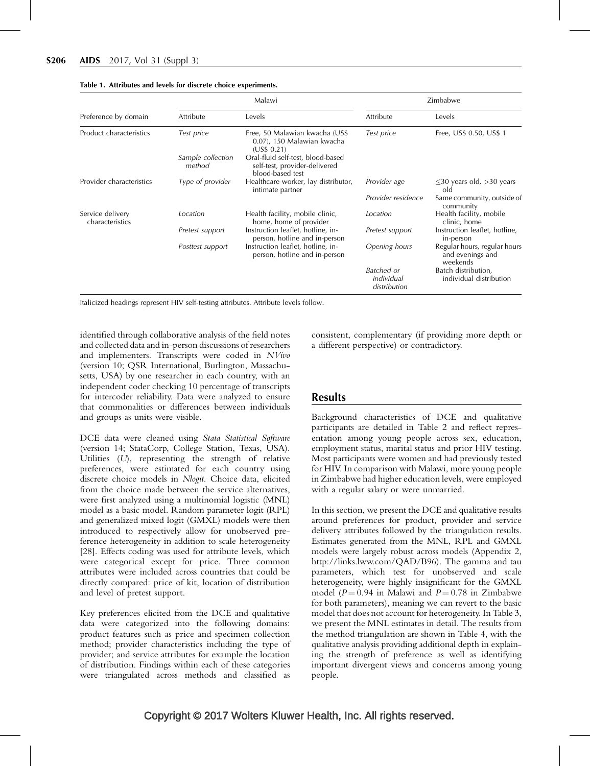Table 1. Attributes and levels for discrete choice experiments.

| Preference by domain | Malawi | | Zimbabwe | |
|---|---|---|---|---|
| | Attribute | Levels | Attribute | Levels |
| Product characteristics | *Test price* | Free, 50 Malawian kwacha (US$ 0.07), 150 Malawian kwacha (US$ 0.21) | *Test price* | Free, US$ 0.50, US$ 1 |
| | *Sample collection method* | Oral-fluid self-test, blood-based self-test, provider-delivered blood-based test | | |
| Provider characteristics | *Type of provider* | Healthcare worker, lay distributor, intimate partner | *Provider age* | ≤30 years old, >30 years old |
| | | | *Provider residence* | Same community, outside of community |
| Service delivery characteristics | *Location* | Health facility, mobile clinic, home, home of provider | *Location* | Health facility, mobile clinic, home |
| | *Pretest support* | Instruction leaflet, hotline, in-person, hotline and in-person | *Pretest support* | Instruction leaflet, hotline, in-person |
| | *Posttest support* | Instruction leaflet, hotline, in-person, hotline and in-person | *Opening hours* | Regular hours, regular hours and evenings and weekends |
| | | | *Batched or individual distribution* | Batch distribution, individual distribution |

Italicized headings represent HIV self-testing attributes. Attribute levels follow.

identified through collaborative analysis of the field notes and collected data and in-person discussions of researchers and implementers. Transcripts were coded in *NVivo* (version 10; QSR International, Burlington, Massachusetts, USA) by one researcher in each country, with an independent coder checking 10 percentage of transcripts for intercoder reliability. Data were analyzed to ensure that commonalities or differences between individuals and groups as units were visible.

DCE data were cleaned using *Stata Statistical Software* (version 14; StataCorp, College Station, Texas, USA). Utilities ($U$), representing the strength of relative preferences, were estimated for each country using discrete choice models in *Nlogit*. Choice data, elicited from the choice made between the service alternatives, were first analyzed using a multinomial logistic (MNL) model as a basic model. Random parameter logit (RPL) and generalized mixed logit (GMXL) models were then introduced to respectively allow for unobserved preference heterogeneity in addition to scale heterogeneity [28]. Effects coding was used for attribute levels, which were categorical except for price. Three common attributes were included across countries that could be directly compared: price of kit, location of distribution and level of pretest support.

Key preferences elicited from the DCE and qualitative data were categorized into the following domains: product features such as price and specimen collection method; provider characteristics including the type of provider; and service attributes for example the location of distribution. Findings within each of these categories were triangulated across methods and classified as consistent, complementary (if providing more depth or a different perspective) or contradictory.

## Results

Background characteristics of DCE and qualitative participants are detailed in Table 2 and reflect representation among young people across sex, education, employment status, marital status and prior HIV testing. Most participants were women and had previously tested for HIV. In comparison with Malawi, more young people in Zimbabwe had higher education levels, were employed with a regular salary or were unmarried.

In this section, we present the DCE and qualitative results around preferences for product, provider and service delivery attributes followed by the triangulation results. Estimates generated from the MNL, RPL and GMXL models were largely robust across models (Appendix 2, http://links.lww.com/QAD/B96). The gamma and tau parameters, which test for unobserved and scale heterogeneity, were highly insignificant for the GMXL model ($P = 0.94$ in Malawi and $P = 0.78$ in Zimbabwe for both parameters), meaning we can revert to the basic model that does not account for heterogeneity. In Table 3, we present the MNL estimates in detail. The results from the method triangulation are shown in Table 4, with the qualitative analysis providing additional depth in explaining the strength of preference as well as identifying important divergent views and concerns among young people.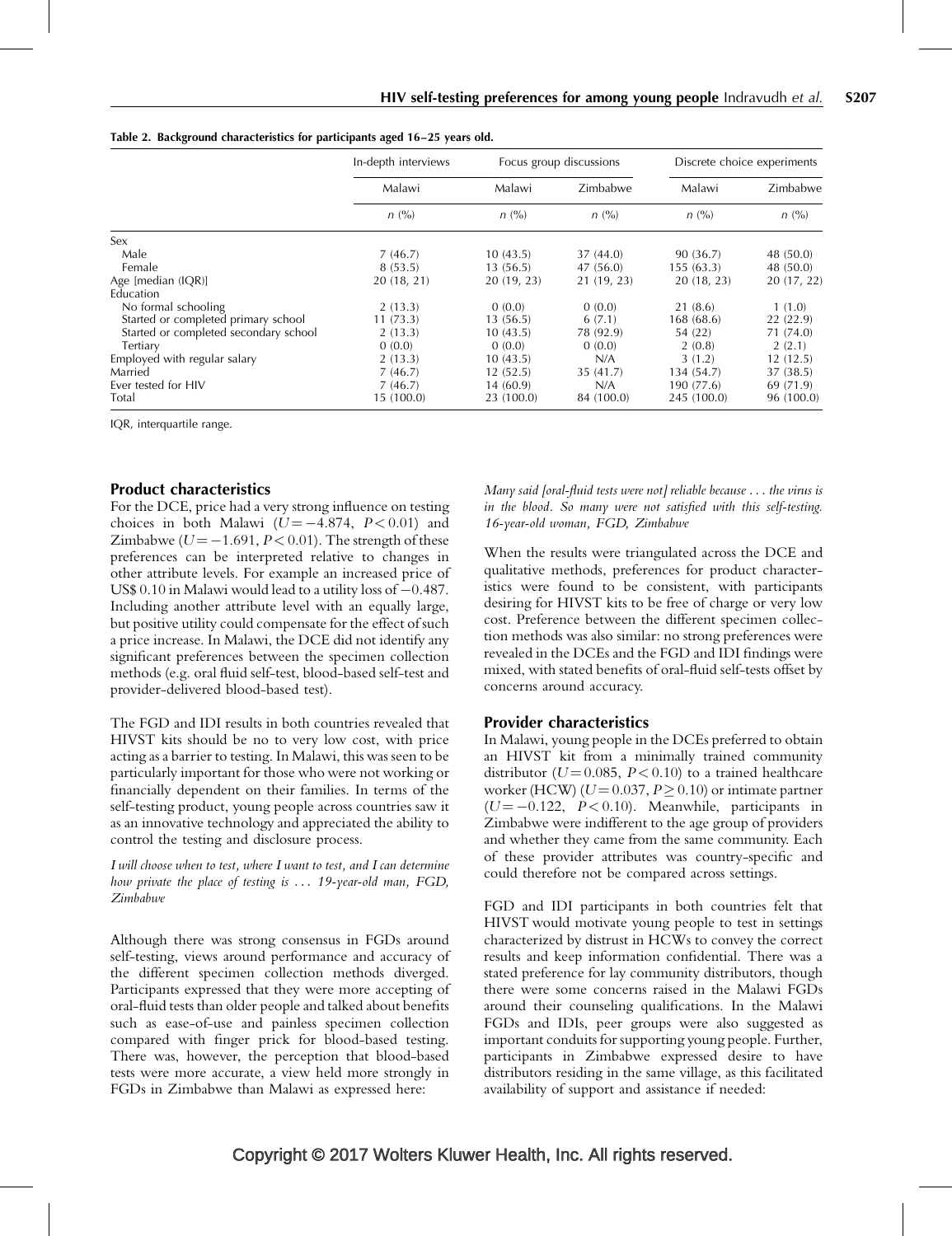Table 2. Background characteristics for participants aged 16–25 years old.

| | In-depth interviews | Focus group discussions | | Discrete choice experiments | |
|---|---|---|---|---|---|
| | Malawi | Malawi | Zimbabwe | Malawi | Zimbabwe |
| | n (%) | n (%) | n (%) | n (%) | n (%) |
| Sex | | | | | |
| Male | 7 (46.7) | 10 (43.5) | 37 (44.0) | 90 (36.7) | 48 (50.0) |
| Female | 8 (53.5) | 13 (56.5) | 47 (56.0) | 155 (63.3) | 48 (50.0) |
| Age [median (IQR)] | 20 (18, 21) | 20 (19, 23) | 21 (19, 23) | 20 (18, 23) | 20 (17, 22) |
| Education | | | | | |
| No formal schooling | 2 (13.3) | 0 (0.0) | 0 (0.0) | 21 (8.6) | 1 (1.0) |
| Started or completed primary school | 11 (73.3) | 13 (56.5) | 6 (7.1) | 168 (68.6) | 22 (22.9) |
| Started or completed secondary school | 2 (13.3) | 10 (43.5) | 78 (92.9) | 54 (22) | 71 (74.0) |
| Tertiary | 0 (0.0) | 0 (0.0) | 0 (0.0) | 2 (0.8) | 2 (2.1) |
| Employed with regular salary | 2 (13.3) | 10 (43.5) | N/A | 3 (1.2) | 12 (12.5) |
| Married | 7 (46.7) | 12 (52.5) | 35 (41.7) | 134 (54.7) | 37 (38.5) |
| Ever tested for HIV | 7 (46.7) | 14 (60.9) | N/A | 190 (77.6) | 69 (71.9) |
| Total | 15 (100.0) | 23 (100.0) | 84 (100.0) | 245 (100.0) | 96 (100.0) |

IQR, interquartile range.

## Product characteristics

For the DCE, price had a very strong influence on testing choices in both Malawi ($U = -4.874$, $P < 0.01$) and Zimbabwe ($U = -1.691$, $P < 0.01$). The strength of these preferences can be interpreted relative to changes in other attribute levels. For example an increased price of US$ 0.10 in Malawi would lead to a utility loss of −0.487. Including another attribute level with an equally large, but positive utility could compensate for the effect of such a price increase. In Malawi, the DCE did not identify any significant preferences between the specimen collection methods (e.g. oral fluid self-test, blood-based self-test and provider-delivered blood-based test).

The FGD and IDI results in both countries revealed that HIVST kits should be no to very low cost, with price acting as a barrier to testing. In Malawi, this was seen to be particularly important for those who were not working or financially dependent on their families. In terms of the self-testing product, young people across countries saw it as an innovative technology and appreciated the ability to control the testing and disclosure process.

*I will choose when to test, where I want to test, and I can determine how private the place of testing is . . . 19-year-old man, FGD, Zimbabwe*

Although there was strong consensus in FGDs around self-testing, views around performance and accuracy of the different specimen collection methods diverged. Participants expressed that they were more accepting of oral-fluid tests than older people and talked about benefits such as ease-of-use and painless specimen collection compared with finger prick for blood-based testing. There was, however, the perception that blood-based tests were more accurate, a view held more strongly in FGDs in Zimbabwe than Malawi as expressed here:

*Many said [oral-fluid tests were not] reliable because . . . the virus is in the blood. So many were not satisfied with this self-testing. 16-year-old woman, FGD, Zimbabwe*

When the results were triangulated across the DCE and qualitative methods, preferences for product characteristics were found to be consistent, with participants desiring for HIVST kits to be free of charge or very low cost. Preference between the different specimen collection methods was also similar: no strong preferences were revealed in the DCEs and the FGD and IDI findings were mixed, with stated benefits of oral-fluid self-tests offset by concerns around accuracy.

## Provider characteristics

In Malawi, young people in the DCEs preferred to obtain an HIVST kit from a minimally trained community distributor ($U = 0.085$, $P < 0.10$) to a trained healthcare worker (HCW) ($U = 0.037$, $P \geq 0.10$) or intimate partner ($U = -0.122$, $P < 0.10$). Meanwhile, participants in Zimbabwe were indifferent to the age group of providers and whether they came from the same community. Each of these provider attributes was country-specific and could therefore not be compared across settings.

FGD and IDI participants in both countries felt that HIVST would motivate young people to test in settings characterized by distrust in HCWs to convey the correct results and keep information confidential. There was a stated preference for lay community distributors, though there were some concerns raised in the Malawi FGDs around their counseling qualifications. In the Malawi FGDs and IDIs, peer groups were also suggested as important conduits for supporting young people. Further, participants in Zimbabwe expressed desire to have distributors residing in the same village, as this facilitated availability of support and assistance if needed: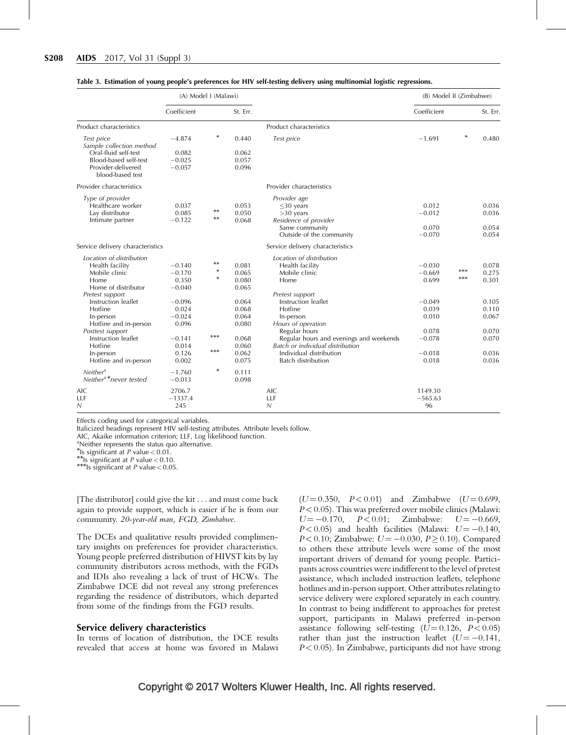**Table 3. Estimation of young people's preferences for HIV self-testing delivery using multinomial logistic regressions.**

| (A) Model I (Malawi) | Coefficient | | St. Err. | (B) Model II (Zimbabwe) | Coefficient | | St. Err. |
|---|---|---|---|---|---|---|---|
| Product characteristics | | | | Product characteristics | | | |
| *Test price* | −4.874 | * | 0.440 | *Test price* | −1.691 | * | 0.480 |
| *Sample collection method* | | | | | | | |
| Oral-fluid self-test | 0.082 | | 0.062 | | | | |
| Blood-based self-test | −0.025 | | 0.057 | | | | |
| Provider-delivered blood-based test | −0.057 | | 0.096 | | | | |
| Provider characteristics | | | | Provider characteristics | | | |
| *Type of provider* | | | | *Provider age* | | | |
| Healthcare worker | 0.037 | | 0.053 | ≤30 years | 0.012 | | 0.036 |
| Lay distributor | 0.085 | ** | 0.050 | >30 years | −0.012 | | 0.036 |
| Intimate partner | −0.122 | ** | 0.068 | *Residence of provider* | | | |
| | | | | Same community | 0.070 | | 0.054 |
| | | | | Outside of the community | −0.070 | | 0.054 |
| Service delivery characteristics | | | | Service delivery characteristics | | | |
| *Location of distribution* | | | | *Location of distribution* | | | |
| Health facility | −0.140 | ** | 0.081 | Health facility | −0.030 | | 0.078 |
| Mobile clinic | −0.170 | * | 0.065 | Mobile clinic | −0.669 | *** | 0.275 |
| Home | 0.350 | * | 0.080 | Home | 0.699 | *** | 0.301 |
| Home of distributor | −0.040 | | 0.065 | | | | |
| *Pretest support* | | | | *Pretest support* | | | |
| Instruction leaflet | −0.096 | | 0.064 | Instruction leaflet | −0.049 | | 0.105 |
| Hotline | 0.024 | | 0.068 | Hotline | 0.039 | | 0.110 |
| In-person | −0.024 | | 0.064 | In-person | 0.010 | | 0.067 |
| Hotline and in-person | 0.096 | | 0.080 | *Hours of operation* | | | |
| *Posttest support* | | | | Regular hours | 0.078 | | 0.070 |
| Instruction leaflet | −0.141 | *** | 0.068 | Regular hours and evenings and weekends | −0.078 | | 0.070 |
| Hotline | 0.014 | | 0.060 | *Batch or individual distribution* | | | |
| In-person | 0.126 | *** | 0.062 | Individual distribution | −0.018 | | 0.036 |
| Hotline and in-person | 0.002 | | 0.075 | Batch distribution | 0.018 | | 0.036 |
| *Neither*[a] | −1.760 | * | 0.111 | | | | |
| *Neither*[a]*never tested | −0.013 | | 0.098 | | | | |
| AIC | 2706.7 | | | AIC | 1149.30 | | |
| LLF | −1337.4 | | | LLF | −565.63 | | |
| *N* | 245 | | | *N* | 96 | | |

Effects coding used for categorical variables.
Italicized headings represent HIV self-testing attributes. Attribute levels follow.
AIC, Akaike information criterion; LLF, Log likelihood function.
[a]Neither represents the status quo alternative.
*Is significant at *P* value < 0.01.
**Is significant at *P* value < 0.10.
***Is significant at *P* value < 0.05.

[The distributor] could give the kit . . . and must come back again to provide support, which is easier if he is from our community. *20-year-old man, FGD, Zimbabwe.*

The DCEs and qualitative results provided complimentary insights on preferences for provider characteristics. Young people preferred distribution of HIVST kits by lay community distributors across methods, with the FGDs and IDIs also revealing a lack of trust of HCWs. The Zimbabwe DCE did not reveal any strong preferences regarding the residence of distributors, which departed from some of the findings from the FGD results.

### Service delivery characteristics

In terms of location of distribution, the DCE results revealed that access at home was favored in Malawi ($U = 0.350$, $P < 0.01$) and Zimbabwe ($U = 0.699$, $P < 0.05$). This was preferred over mobile clinics (Malawi: $U = -0.170$, $P < 0.01$; Zimbabwe: $U = -0.669$, $P < 0.05$) and health facilities (Malawi: $U = -0.140$, $P < 0.10$; Zimbabwe: $U = -0.030$, $P \geq 0.10$). Compared to others these attribute levels were some of the most important drivers of demand for young people. Participants across countries were indifferent to the level of pretest assistance, which included instruction leaflets, telephone hotlines and in-person support. Other attributes relating to service delivery were explored separately in each country. In contrast to being indifferent to approaches for pretest support, participants in Malawi preferred in-person assistance following self-testing ($U = 0.126$, $P < 0.05$) rather than just the instruction leaflet ($U = -0.141$, $P < 0.05$). In Zimbabwe, participants did not have strong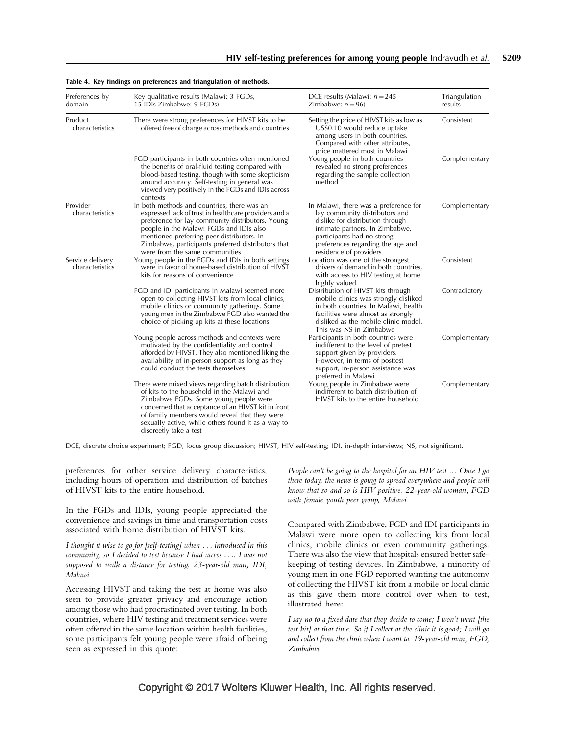Table 4. Key findings on preferences and triangulation of methods.

| Preferences by domain | Key qualitative results (Malawi: 3 FGDs, 15 IDIs Zimbabwe: 9 FGDs) | DCE results (Malawi: $n = 245$ Zimbabwe: $n = 96$) | Triangulation results |
|---|---|---|---|
| Product characteristics | There were strong preferences for HIVST kits to be offered free of charge across methods and countries | Setting the price of HIVST kits as low as US$0.10 would reduce uptake among users in both countries. Compared with other attributes, price mattered most in Malawi | Consistent |
| | FGD participants in both countries often mentioned the benefits of oral-fluid testing compared with blood-based testing, though with some skepticism around accuracy. Self-testing in general was viewed very positively in the FGDs and IDIs across contexts | Young people in both countries revealed no strong preferences regarding the sample collection method | Complementary |
| Provider characteristics | In both methods and countries, there was an expressed lack of trust in healthcare providers and a preference for lay community distributors. Young people in the Malawi FGDs and IDIs also mentioned preferring peer distributors. In Zimbabwe, participants preferred distributors that were from the same communities | In Malawi, there was a preference for lay community distributors and dislike for distribution through intimate partners. In Zimbabwe, participants had no strong preferences regarding the age and residence of providers | Complementary |
| Service delivery characteristics | Young people in the FGDs and IDIs in both settings were in favor of home-based distribution of HIVST kits for reasons of convenience | Location was one of the strongest drivers of demand in both countries, with access to HIV testing at home highly valued | Consistent |
| | FGD and IDI participants in Malawi seemed more open to collecting HIVST kits from local clinics, mobile clinics or community gatherings. Some young men in the Zimbabwe FGD also wanted the choice of picking up kits at these locations | Distribution of HIVST kits through mobile clinics was strongly disliked in both countries. In Malawi, health facilities were almost as strongly disliked as the mobile clinic model. This was NS in Zimbabwe | Contradictory |
| | Young people across methods and contexts were motivated by the confidentiality and control afforded by HIVST. They also mentioned liking the availability of in-person support as long as they could conduct the tests themselves | Participants in both countries were indifferent to the level of pretest support given by providers. However, in terms of posttest support, in-person assistance was preferred in Malawi | Complementary |
| | There were mixed views regarding batch distribution of kits to the household in the Malawi and Zimbabwe FGDs. Some young people were concerned that acceptance of an HIVST kit in front of family members would reveal that they were sexually active, while others found it as a way to discreetly take a test | Young people in Zimbabwe were indifferent to batch distribution of HIVST kits to the entire household | Complementary |

DCE, discrete choice experiment; FGD, focus group discussion; HIVST, HIV self-testing; IDI, in-depth interviews; NS, not significant.

preferences for other service delivery characteristics, including hours of operation and distribution of batches of HIVST kits to the entire household.

In the FGDs and IDIs, young people appreciated the convenience and savings in time and transportation costs associated with home distribution of HIVST kits.

*I thought it wise to go for [self-testing] when . . . introduced in this community, so I decided to test because I had access . . .. I was not supposed to walk a distance for testing. 23-year-old man, IDI, Malawi*

Accessing HIVST and taking the test at home was also seen to provide greater privacy and encourage action among those who had procrastinated over testing. In both countries, where HIV testing and treatment services were often offered in the same location within health facilities, some participants felt young people were afraid of being seen as expressed in this quote:

*People can't be going to the hospital for an HIV test … Once I go there today, the news is going to spread everywhere and people will know that so and so is HIV positive. 22-year-old woman, FGD with female youth peer group, Malawi*

Compared with Zimbabwe, FGD and IDI participants in Malawi were more open to collecting kits from local clinics, mobile clinics or even community gatherings. There was also the view that hospitals ensured better safe-keeping of testing devices. In Zimbabwe, a minority of young men in one FGD reported wanting the autonomy of collecting the HIVST kit from a mobile or local clinic as this gave them more control over when to test, illustrated here:

*I say no to a fixed date that they decide to come; I won't want [the test kit] at that time. So if I collect at the clinic it is good; I will go and collect from the clinic when I want to. 19-year-old man, FGD, Zimbabwe*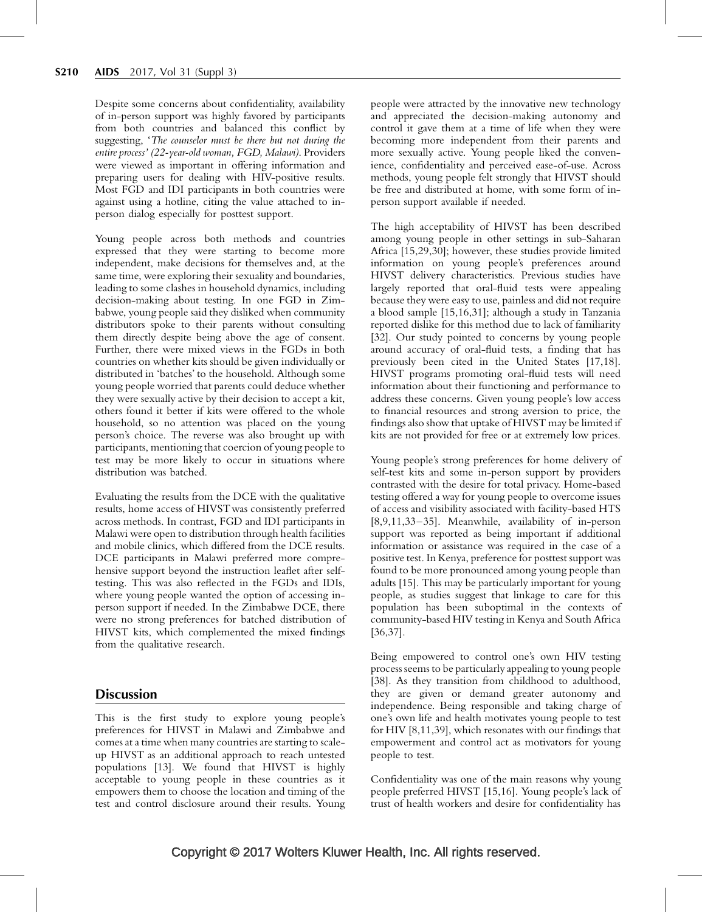Despite some concerns about confidentiality, availability of in-person support was highly favored by participants from both countries and balanced this conflict by suggesting, '*The counselor must be there but not during the entire process' (22-year-old woman, FGD, Malawi)*. Providers were viewed as important in offering information and preparing users for dealing with HIV-positive results. Most FGD and IDI participants in both countries were against using a hotline, citing the value attached to in-person dialog especially for posttest support.

Young people across both methods and countries expressed that they were starting to become more independent, make decisions for themselves and, at the same time, were exploring their sexuality and boundaries, leading to some clashes in household dynamics, including decision-making about testing. In one FGD in Zimbabwe, young people said they disliked when community distributors spoke to their parents without consulting them directly despite being above the age of consent. Further, there were mixed views in the FGDs in both countries on whether kits should be given individually or distributed in 'batches' to the household. Although some young people worried that parents could deduce whether they were sexually active by their decision to accept a kit, others found it better if kits were offered to the whole household, so no attention was placed on the young person's choice. The reverse was also brought up with participants, mentioning that coercion of young people to test may be more likely to occur in situations where distribution was batched.

Evaluating the results from the DCE with the qualitative results, home access of HIVST was consistently preferred across methods. In contrast, FGD and IDI participants in Malawi were open to distribution through health facilities and mobile clinics, which differed from the DCE results. DCE participants in Malawi preferred more comprehensive support beyond the instruction leaflet after self-testing. This was also reflected in the FGDs and IDIs, where young people wanted the option of accessing in-person support if needed. In the Zimbabwe DCE, there were no strong preferences for batched distribution of HIVST kits, which complemented the mixed findings from the qualitative research.

## Discussion

This is the first study to explore young people's preferences for HIVST in Malawi and Zimbabwe and comes at a time when many countries are starting to scale-up HIVST as an additional approach to reach untested populations [13]. We found that HIVST is highly acceptable to young people in these countries as it empowers them to choose the location and timing of the test and control disclosure around their results. Young people were attracted by the innovative new technology and appreciated the decision-making autonomy and control it gave them at a time of life when they were becoming more independent from their parents and more sexually active. Young people liked the convenience, confidentiality and perceived ease-of-use. Across methods, young people felt strongly that HIVST should be free and distributed at home, with some form of in-person support available if needed.

The high acceptability of HIVST has been described among young people in other settings in sub-Saharan Africa [15,29,30]; however, these studies provide limited information on young people's preferences around HIVST delivery characteristics. Previous studies have largely reported that oral-fluid tests were appealing because they were easy to use, painless and did not require a blood sample [15,16,31]; although a study in Tanzania reported dislike for this method due to lack of familiarity [32]. Our study pointed to concerns by young people around accuracy of oral-fluid tests, a finding that has previously been cited in the United States [17,18]. HIVST programs promoting oral-fluid tests will need information about their functioning and performance to address these concerns. Given young people's low access to financial resources and strong aversion to price, the findings also show that uptake of HIVST may be limited if kits are not provided for free or at extremely low prices.

Young people's strong preferences for home delivery of self-test kits and some in-person support by providers contrasted with the desire for total privacy. Home-based testing offered a way for young people to overcome issues of access and visibility associated with facility-based HTS [8,9,11,33–35]. Meanwhile, availability of in-person support was reported as being important if additional information or assistance was required in the case of a positive test. In Kenya, preference for posttest support was found to be more pronounced among young people than adults [15]. This may be particularly important for young people, as studies suggest that linkage to care for this population has been suboptimal in the contexts of community-based HIV testing in Kenya and South Africa [36,37].

Being empowered to control one's own HIV testing process seems to be particularly appealing to young people [38]. As they transition from childhood to adulthood, they are given or demand greater autonomy and independence. Being responsible and taking charge of one's own life and health motivates young people to test for HIV [8,11,39], which resonates with our findings that empowerment and control act as motivators for young people to test.

Confidentiality was one of the main reasons why young people preferred HIVST [15,16]. Young people's lack of trust of health workers and desire for confidentiality has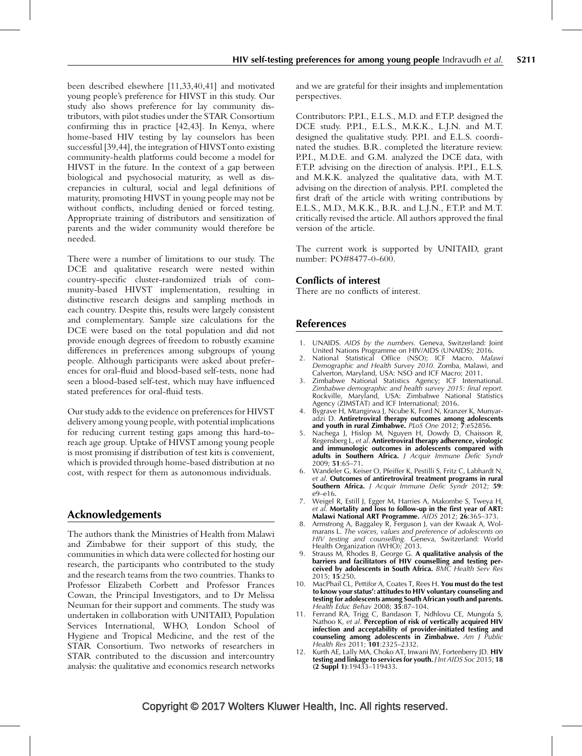been described elsewhere [11,33,40,41] and motivated young people's preference for HIVST in this study. Our study also shows preference for lay community distributors, with pilot studies under the STAR Consortium confirming this in practice [42,43]. In Kenya, where home-based HIV testing by lay counselors has been successful [39,44], the integration of HIVST onto existing community-health platforms could become a model for HIVST in the future. In the context of a gap between biological and psychosocial maturity, as well as discrepancies in cultural, social and legal definitions of maturity, promoting HIVST in young people may not be without conflicts, including denied or forced testing. Appropriate training of distributors and sensitization of parents and the wider community would therefore be needed.

There were a number of limitations to our study. The DCE and qualitative research were nested within country-specific cluster-randomized trials of community-based HIVST implementation, resulting in distinctive research designs and sampling methods in each country. Despite this, results were largely consistent and complementary. Sample size calculations for the DCE were based on the total population and did not provide enough degrees of freedom to robustly examine differences in preferences among subgroups of young people. Although participants were asked about preferences for oral-fluid and blood-based self-tests, none had seen a blood-based self-test, which may have influenced stated preferences for oral-fluid tests.

Our study adds to the evidence on preferences for HIVST delivery among young people, with potential implications for reducing current testing gaps among this hard-to-reach age group. Uptake of HIVST among young people is most promising if distribution of test kits is convenient, which is provided through home-based distribution at no cost, with respect for them as autonomous individuals.

## Acknowledgements

The authors thank the Ministries of Health from Malawi and Zimbabwe for their support of this study, the communities in which data were collected for hosting our research, the participants who contributed to the study and the research teams from the two countries. Thanks to Professor Elizabeth Corbett and Professor Frances Cowan, the Principal Investigators, and to Dr Melissa Neuman for their support and comments. The study was undertaken in collaboration with UNITAID, Population Services International, WHO, London School of Hygiene and Tropical Medicine, and the rest of the STAR Consortium. Two networks of researchers in STAR contributed to the discussion and intercountry analysis: the qualitative and economics research networks and we are grateful for their insights and implementation perspectives.

Contributors: P.P.I., E.L.S., M.D. and F.T.P. designed the DCE study. P.P.I., E.L.S., M.K.K., L.J.N. and M.T. designed the qualitative study. P.P.I. and E.L.S. coordinated the studies. B.R. completed the literature review. P.P.I., M.D.E. and G.M. analyzed the DCE data, with F.T.P. advising on the direction of analysis. P.P.I., E.L.S. and M.K.K. analyzed the qualitative data, with M.T. advising on the direction of analysis. P.P.I. completed the first draft of the article with writing contributions by E.L.S., M.D., M.K.K., B.R. and L.J.N., F.T.P. and M.T. critically revised the article. All authors approved the final version of the article.

The current work is supported by UNITAID, grant number: PO#8477-0-600.

### Conflicts of interest

There are no conflicts of interest.

## References

1. UNAIDS. *AIDS by the numbers.* Geneva, Switzerland: Joint United Nations Programme on HIV/AIDS (UNAIDS); 2016.
2. National Statistical Office (NSO); ICF Macro. *Malawi Demographic and Health Survey 2010.* Zomba, Malawi, and Calverton, Maryland, USA: NSO and ICF Macro; 2011.
3. Zimbabwe National Statistics Agency; ICF International. *Zimbabwe demographic and health survey 2015: final report.* Rockville, Maryland, USA: Zimbabwe National Statistics Agency (ZIMSTAT) and ICF International; 2016.
4. Bygrave H, Mtangirwa J, Ncube K, Ford N, Kranzer K, Munyaradzi D. **Antiretroviral therapy outcomes among adolescents and youth in rural Zimbabwe.** *PLoS One* 2012; **7**:e52856.
5. Nachega J, Hislop M, Nguyen H, Dowdy D, Chaisson R, Regensberg L, *et al*. **Antiretroviral therapy adherence, virologic and immunologic outcomes in adolescents compared with adults in Southern Africa.** *J Acquir Immune Defic Syndr* 2009; **51**:65–71.
6. Wandeler G, Keiser O, Pfeiffer K, Pestilli S, Fritz C, Labhardt N, *et al*. **Outcomes of antiretroviral treatment programs in rural Southern Africa.** *J Acquir Immune Defic Syndr* 2012; **59**: e9–e16.
7. Weigel R, Estill J, Egger M, Harries A, Makombe S, Tweya H, *et al*. **Mortality and loss to follow-up in the first year of ART: Malawi National ART Programme.** *AIDS* 2012; **26**:365–373.
8. Armstrong A, Baggaley R, Ferguson J, van der Kwaak A, Wolmarans L. *The voices, values and preference of adolescents on HIV testing and counselling.* Geneva, Switzerland: World Health Organization (WHO); 2013.
9. Strauss M, Rhodes B, George G. **A qualitative analysis of the barriers and facilitators of HIV counselling and testing perceived by adolescents in South Africa.** *BMC Health Serv Res* 2015; **15**:250.
10. MacPhail CL, Pettifor A, Coates T, Rees H. **You must do the test to know your status': attitudes to HIV voluntary counseling and testing for adolescents among South African youth and parents.** *Health Educ Behav* 2008; **35**:87–104.
11. Ferrand RA, Trigg C, Bandason T, Ndhlovu CE, Mungofa S, Nathoo K, *et al*. **Perception of risk of vertically acquired HIV infection and acceptability of provider-initiated testing and counseling among adolescents in Zimbabwe.** *Am J Public Health Res* 2011; **101**:2325–2332.
12. Kurth AE, Lally MA, Choko AT, Inwani IW, Fortenberry JD. **HIV testing and linkage to services for youth.** *J Int AIDS Soc* 2015; **18 (2 Suppl 1)**:19433–119433.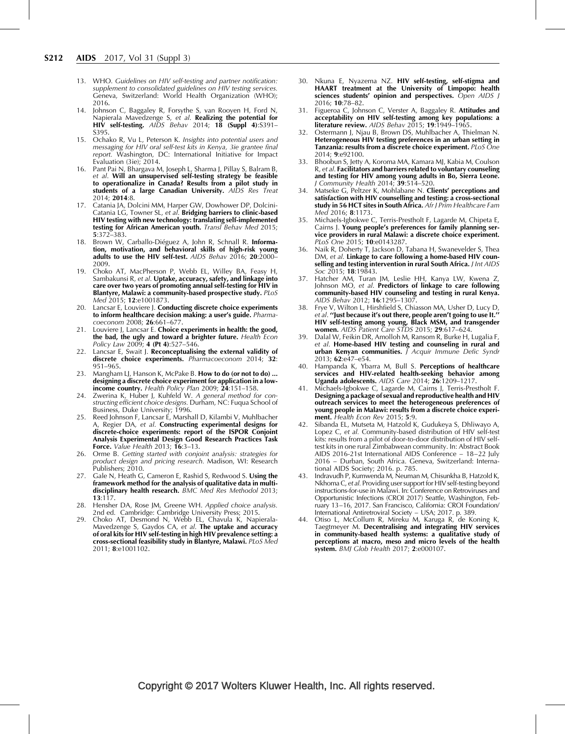13. WHO. *Guidelines on HIV self-testing and partner notification: supplement to consolidated guidelines on HIV testing services.* Geneva, Switzerland: World Health Organization (WHO); 2016.
14. Johnson C, Baggaley R, Forsythe S, van Rooyen H, Ford N, Napierala Mavedzenge S, *et al*. **Realizing the potential for HIV self-testing.** *AIDS Behav* 2014; **18 (Suppl 4)**:S391–S395.
15. Ochako R, Vu L, Peterson K. *Insights into potential users and messaging for HIV oral self-test kits in Kenya, 3ie grantee final report.* Washington, DC: International Initiative for Impact Evaluation (3ie); 2014.
16. Pant Pai N, Bhargava M, Joseph L, Sharma J, Pillay S, Balram B, *et al*. **Will an unsupervised self-testing strategy be feasible to operationalize in Canada? Results from a pilot study in students of a large Canadian University.** *AIDS Res Treat* 2014; **2014**:8.
17. Catania JA, Dolcini MM, Harper GW, Dowhower DP, Dolcini-Catania LG, Towner SL, *et al*. **Bridging barriers to clinic-based HIV testing with new technology: translating self-implemented testing for African American youth.** *Transl Behav Med* 2015; **5**:372–383.
18. Brown W, Carballo-Diéguez A, John R, Schnall R. **Information, motivation, and behavioral skills of high-risk young adults to use the HIV self-test.** *AIDS Behav* 2016; **20**:2000–2009.
19. Choko AT, MacPherson P, Webb EL, Willey BA, Feasy H, Sambakunsi R, *et al*. **Uptake, accuracy, safety, and linkage into care over two years of promoting annual self-testing for HIV in Blantyre, Malawi: a community-based prospective study.** *PLoS Med* 2015; **12**:e1001873.
20. Lancsar E, Louviere J. **Conducting discrete choice experiments to inform healthcare decision making: a user's guide.** *Pharmacoeconom* 2008; **26**:661–677.
21. Louviere J, Lancsar E. **Choice experiments in health: the good, the bad, the ugly and toward a brighter future.** *Health Econ Policy Law* 2009; **4 (Pt 4)**:527–546.
22. Lancsar E, Swait J. **Reconceptualising the external validity of discrete choice experiments.** *Pharmacoeconom* 2014; **32**: 951–965.
23. Mangham LJ, Hanson K, McPake B. **How to do (or not to do) ... designing a discrete choice experiment for application in a low-income country.** *Health Policy Plan* 2009; **24**:151–158.
24. Zwerina K, Huber J, Kuhfeld W. *A general method for constructing efficient choice designs.* Durham, NC: Fuqua School of Business, Duke University; 1996.
25. Reed Johnson F, Lancsar E, Marshall D, Kilambi V, Muhlbacher A, Regier DA, *et al*. **Constructing experimental designs for discrete-choice experiments: report of the ISPOR Conjoint Analysis Experimental Design Good Research Practices Task Force.** *Value Health* 2013; **16**:3–13.
26. Orme B. *Getting started with conjoint analysis: strategies for product design and pricing research.* Madison, WI: Research Publishers; 2010.
27. Gale N, Heath G, Cameron E, Rashid S, Redwood S. **Using the framework method for the analysis of qualitative data in multi-disciplinary health research.** *BMC Med Res Methodol* 2013; **13**:117.
28. Hensher DA, Rose JM, Greene WH. *Applied choice analysis.* 2nd ed. Cambridge: Cambridge University Press; 2015.
29. Choko AT, Desmond N, Webb EL, Chavula K, Napierala-Mavedzenge S, Gaydos CA, *et al*. **The uptake and accuracy of oral kits for HIV self-testing in high HIV prevalence setting: a cross-sectional feasibility study in Blantyre, Malawi.** *PLoS Med* 2011; **8**:e1001102.
30. Nkuna E, Nyazema NZ. **HIV self-testing, self-stigma and HAART treatment at the University of Limpopo: health sciences students' opinion and perspectives.** *Open AIDS J* 2016; **10**:78–82.
31. Figueroa C, Johnson C, Verster A, Baggaley R. **Attitudes and acceptability on HIV self-testing among key populations: a literature review.** *AIDS Behav* 2015; **19**:1949–1965.
32. Ostermann J, Njau B, Brown DS, Muhlbacher A, Thielman N. **Heterogeneous HIV testing preferences in an urban setting in Tanzania: results from a discrete choice experiment.** *PLoS One* 2014; **9**:e92100.
33. Bhoobun S, Jetty A, Koroma MA, Kamara MJ, Kabia M, Coulson R, *et al*. **Facilitators and barriers related to voluntary counseling and testing for HIV among young adults in Bo, Sierra Leone.** *J Community Health* 2014; **39**:514–520.
34. Matseke G, Peltzer K, Mohlabane N. **Clients' perceptions and satisfaction with HIV counselling and testing: a cross-sectional study in 56 HCT sites in South Africa.** *Afr J Prim Healthcare Fam Med* 2016; **8**:1173.
35. Michaels-Igbokwe C, Terris-Prestholt F, Lagarde M, Chipeta E, Cairns J. **Young people's preferences for family planning service providers in rural Malawi: a discrete choice experiment.** *PLoS One* 2015; **10**:e0143287.
36. Naik R, Doherty T, Jackson D, Tabana H, Swanevelder S, Thea DM, *et al*. **Linkage to care following a home-based HIV counselling and testing intervention in rural South Africa.** *J Int AIDS Soc* 2015; **18**:19843.
37. Hatcher AM, Turan JM, Leslie HH, Kanya LW, Kwena Z, Johnson MO, *et al*. **Predictors of linkage to care following community-based HIV counseling and testing in rural Kenya.** *AIDS Behav* 2012; **16**:1295–1307.
38. Frye V, Wilton L, Hirshfield S, Chiasson MA, Usher D, Lucy D, *et al*. **"Just because it's out there, people aren't going to use It." HIV self-testing among young, Black MSM, and transgender women.** *AIDS Patient Care STDS* 2015; **29**:617–624.
39. Dalal W, Feikin DR, Amolloh M, Ransom R, Burke H, Lugalia F, *et al*. **Home-based HIV testing and counseling in rural and urban Kenyan communities.** *J Acquir Immune Defic Syndr* 2013; **62**:e47–e54.
40. Hampanda K, Ybarra M, Bull S. **Perceptions of healthcare services and HIV-related health-seeking behavior among Uganda adolescents.** *AIDS Care* 2014; **26**:1209–1217.
41. Michaels-Igbokwe C, Lagarde M, Cairns J, Terris-Prestholt F. **Designing a package of sexual and reproductive health and HIV outreach services to meet the heterogeneous preferences of young people in Malawi: results from a discrete choice experiment.** *Health Econ Rev* 2015; **5**:9.
42. Sibanda EL, Mutseta M, Hatzold K, Gudukeya S, Dhliwayo A, Lopez C, *et al*. Community-based distribution of HIV self-test kits: results from a pilot of door-to-door distribution of HIV self-test kits in one rural Zimbabwean community. In: Abstract Book AIDS 2016-21st International AIDS Conference – 18–22 July 2016 – Durban, South Africa. Geneva, Switzerland: International AIDS Society; 2016. p. 785.
43. Indravudh P, Kumwenda M, Neuman M, Chisunkha B, Hatzold K, Nkhoma C, *et al*. Providing user support for HIV self-testing beyond instructions-for-use in Malawi. In: Conference on Retroviruses and Opportunistic Infections (CROI 2017) Seattle, Washington, February 13–16, 2017. San Francisco, California: CROI Foundation/International Antiretroviral Society – USA; 2017. p. 389.
44. Otiso L, McCollum R, Mireku M, Karuga R, de Koning K, Taegtmeyer M. **Decentralising and integrating HIV services in community-based health systems: a qualitative study of perceptions at macro, meso and micro levels of the health system.** *BMJ Glob Health* 2017; **2**:e000107.